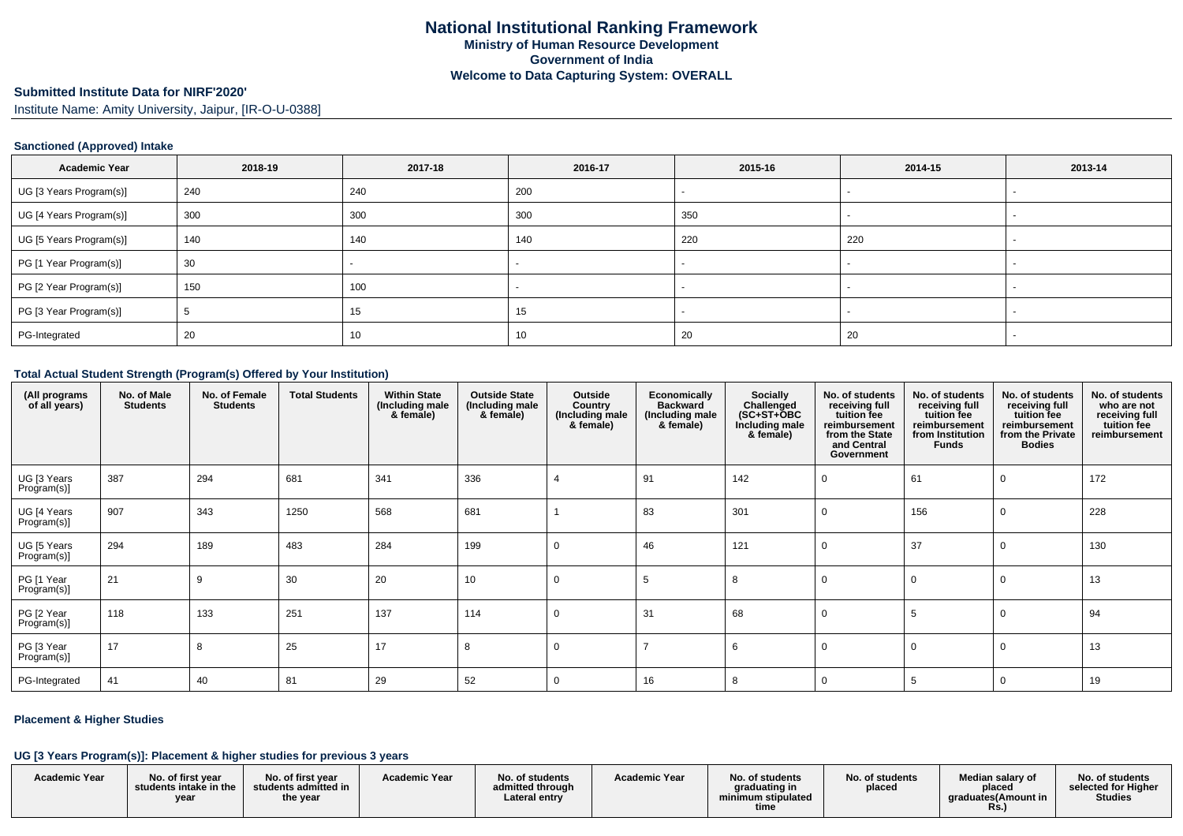# National Institutional Ranking Framework
## Ministry of Human Resource Development
## Government of India
## Welcome to Data Capturing System: OVERALL

**Submitted Institute Data for NIRF'2020'**

Institute Name: Amity University, Jaipur, [IR-O-U-0388]

### Sanctioned (Approved) Intake

| Academic Year | 2018-19 | 2017-18 | 2016-17 | 2015-16 | 2014-15 | 2013-14 |
|---|---|---|---|---|---|---|
| UG [3 Years Program(s)] | 240 | 240 | 200 | - | - | - |
| UG [4 Years Program(s)] | 300 | 300 | 300 | 350 | - | - |
| UG [5 Years Program(s)] | 140 | 140 | 140 | 220 | 220 | - |
| PG [1 Year Program(s)] | 30 | - | - | - | - | - |
| PG [2 Year Program(s)] | 150 | 100 | - | - | - | - |
| PG [3 Year Program(s)] | 5 | 15 | 15 | - | - | - |
| PG-Integrated | 20 | 10 | 10 | 20 | 20 | - |

### Total Actual Student Strength (Program(s) Offered by Your Institution)

| (All programs of all years) | No. of Male Students | No. of Female Students | Total Students | Within State (Including male & female) | Outside State (Including male & female) | Outside Country (Including male & female) | Economically Backward (Including male & female) | Socially Challenged (SC+ST+OBC Including male & female) | No. of students receiving full tuition fee reimbursement from the State and Central Government | No. of students receiving full tuition fee reimbursement from Institution Funds | No. of students receiving full tuition fee reimbursement from the Private Bodies | No. of students who are not receiving full tuition fee reimbursement |
|---|---|---|---|---|---|---|---|---|---|---|---|---|
| UG [3 Years Program(s)] | 387 | 294 | 681 | 341 | 336 | 4 | 91 | 142 | 0 | 61 | 0 | 172 |
| UG [4 Years Program(s)] | 907 | 343 | 1250 | 568 | 681 | 1 | 83 | 301 | 0 | 156 | 0 | 228 |
| UG [5 Years Program(s)] | 294 | 189 | 483 | 284 | 199 | 0 | 46 | 121 | 0 | 37 | 0 | 130 |
| PG [1 Year Program(s)] | 21 | 9 | 30 | 20 | 10 | 0 | 5 | 8 | 0 | 0 | 0 | 13 |
| PG [2 Year Program(s)] | 118 | 133 | 251 | 137 | 114 | 0 | 31 | 68 | 0 | 5 | 0 | 94 |
| PG [3 Year Program(s)] | 17 | 8 | 25 | 17 | 8 | 0 | 7 | 6 | 0 | 0 | 0 | 13 |
| PG-Integrated | 41 | 40 | 81 | 29 | 52 | 0 | 16 | 8 | 0 | 5 | 0 | 19 |

### Placement & Higher Studies

#### UG [3 Years Program(s)]: Placement & higher studies for previous 3 years

| Academic Year | No. of first year students intake in the year | No. of first year students admitted in the year | Academic Year | No. of students admitted through Lateral entry | Academic Year | No. of students graduating in minimum stipulated time | No. of students placed | Median salary of placed graduates(Amount in Rs.) | No. of students selected for Higher Studies |
|---|---|---|---|---|---|---|---|---|---|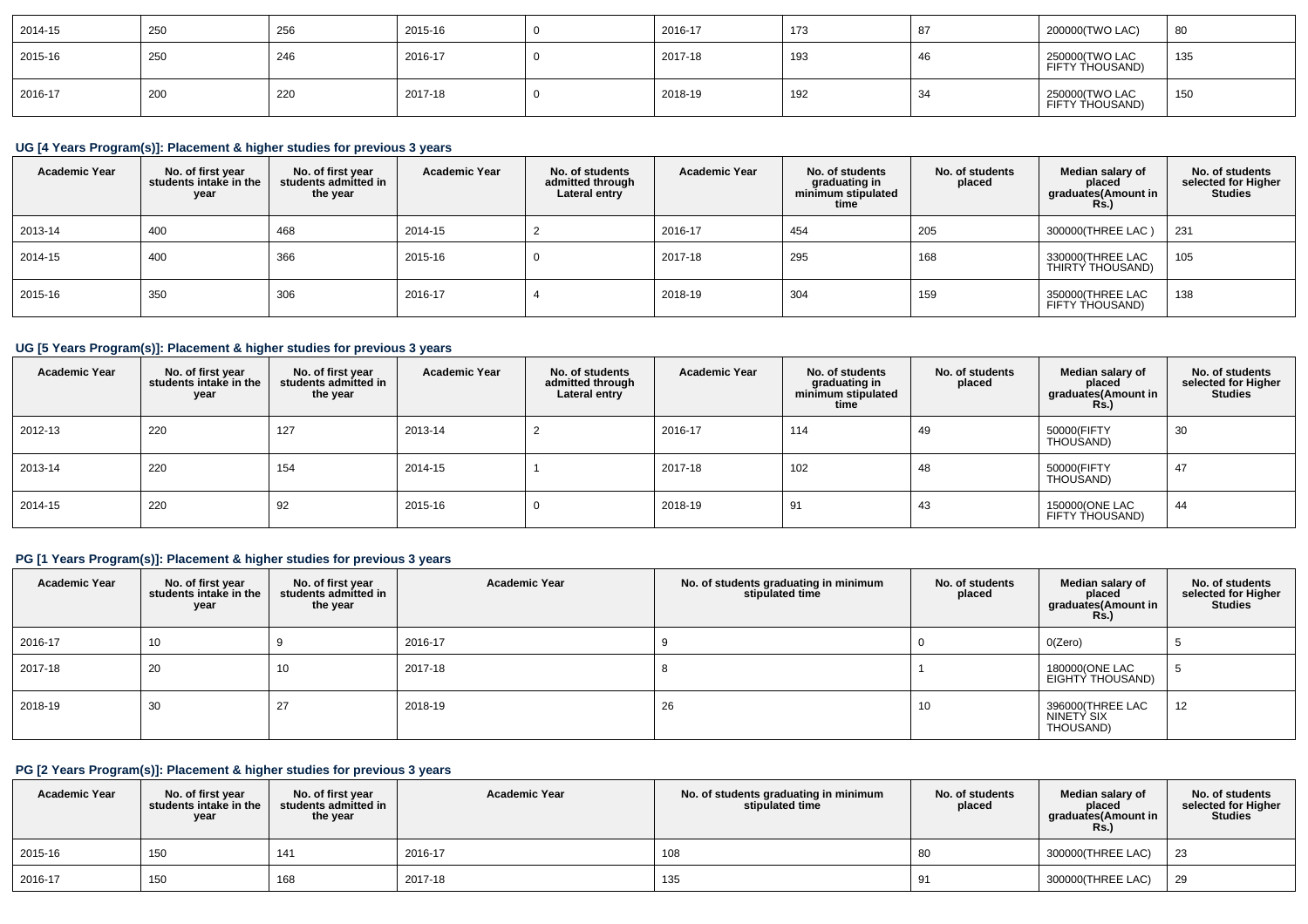| | | | | | | | | | |
|---|---|---|---|---|---|---|---|---|---|
| 2014-15 | 250 | 256 | 2015-16 | 0 | 2016-17 | 173 | 87 | 200000(TWO LAC) | 80 |
| 2015-16 | 250 | 246 | 2016-17 | 0 | 2017-18 | 193 | 46 | 250000(TWO LAC FIFTY THOUSAND) | 135 |
| 2016-17 | 200 | 220 | 2017-18 | 0 | 2018-19 | 192 | 34 | 250000(TWO LAC FIFTY THOUSAND) | 150 |

### UG [4 Years Program(s)]: Placement & higher studies for previous 3 years

| Academic Year | No. of first year students intake in the year | No. of first year students admitted in the year | Academic Year | No. of students admitted through Lateral entry | Academic Year | No. of students graduating in minimum stipulated time | No. of students placed | Median salary of placed graduates(Amount in Rs.) | No. of students selected for Higher Studies |
|---|---|---|---|---|---|---|---|---|---|
| 2013-14 | 400 | 468 | 2014-15 | 2 | 2016-17 | 454 | 205 | 300000(THREE LAC ) | 231 |
| 2014-15 | 400 | 366 | 2015-16 | 0 | 2017-18 | 295 | 168 | 330000(THREE LAC THIRTY THOUSAND) | 105 |
| 2015-16 | 350 | 306 | 2016-17 | 4 | 2018-19 | 304 | 159 | 350000(THREE LAC FIFTY THOUSAND) | 138 |

### UG [5 Years Program(s)]: Placement & higher studies for previous 3 years

| Academic Year | No. of first year students intake in the year | No. of first year students admitted in the year | Academic Year | No. of students admitted through Lateral entry | Academic Year | No. of students graduating in minimum stipulated time | No. of students placed | Median salary of placed graduates(Amount in Rs.) | No. of students selected for Higher Studies |
|---|---|---|---|---|---|---|---|---|---|
| 2012-13 | 220 | 127 | 2013-14 | 2 | 2016-17 | 114 | 49 | 50000(FIFTY THOUSAND) | 30 |
| 2013-14 | 220 | 154 | 2014-15 | 1 | 2017-18 | 102 | 48 | 50000(FIFTY THOUSAND) | 47 |
| 2014-15 | 220 | 92 | 2015-16 | 0 | 2018-19 | 91 | 43 | 150000(ONE LAC FIFTY THOUSAND) | 44 |

### PG [1 Years Program(s)]: Placement & higher studies for previous 3 years

| Academic Year | No. of first year students intake in the year | No. of first year students admitted in the year | Academic Year | No. of students graduating in minimum stipulated time | No. of students placed | Median salary of placed graduates(Amount in Rs.) | No. of students selected for Higher Studies |
|---|---|---|---|---|---|---|---|
| 2016-17 | 10 | 9 | 2016-17 | 9 | 0 | 0(Zero) | 5 |
| 2017-18 | 20 | 10 | 2017-18 | 8 | 1 | 180000(ONE LAC EIGHTY THOUSAND) | 5 |
| 2018-19 | 30 | 27 | 2018-19 | 26 | 10 | 396000(THREE LAC NINETY SIX THOUSAND) | 12 |

### PG [2 Years Program(s)]: Placement & higher studies for previous 3 years

| Academic Year | No. of first year students intake in the year | No. of first year students admitted in the year | Academic Year | No. of students graduating in minimum stipulated time | No. of students placed | Median salary of placed graduates(Amount in Rs.) | No. of students selected for Higher Studies |
|---|---|---|---|---|---|---|---|
| 2015-16 | 150 | 141 | 2016-17 | 108 | 80 | 300000(THREE LAC) | 23 |
| 2016-17 | 150 | 168 | 2017-18 | 135 | 91 | 300000(THREE LAC) | 29 |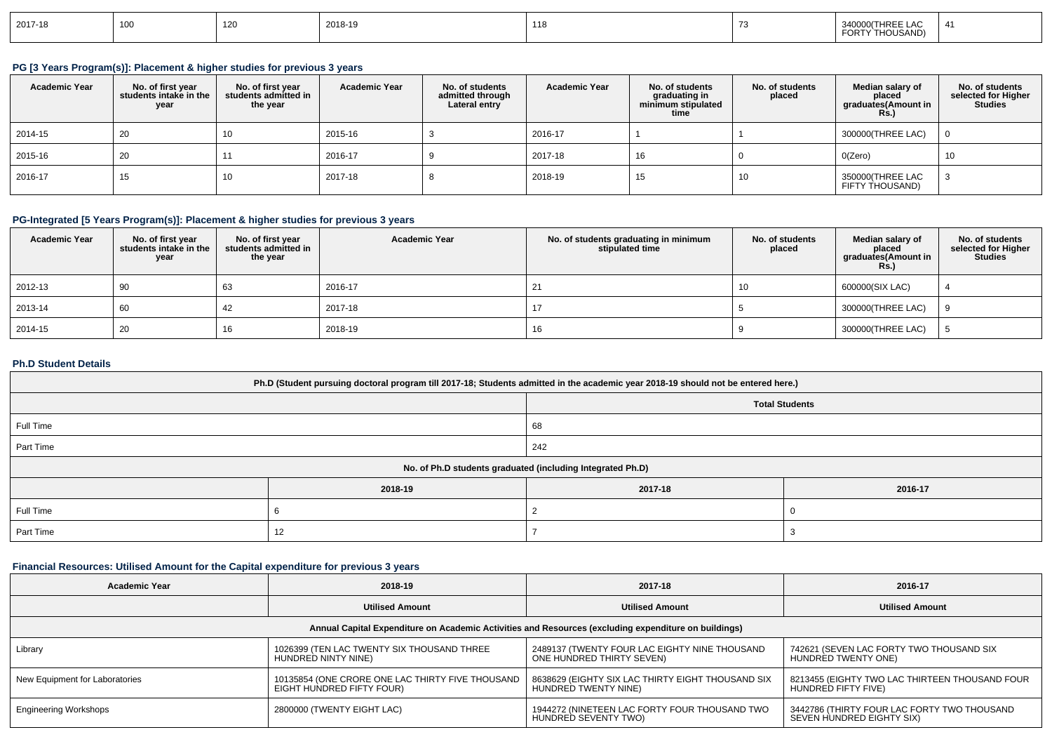| 2017-18 | 100 | 120 | 2018-19 | 118 | 73 | 340000(THREE LAC FORTY THOUSAND) | 41 |
|---|---|---|---|---|---|---|---|

### PG [3 Years Program(s)]: Placement & higher studies for previous 3 years

| Academic Year | No. of first year students intake in the year | No. of first year students admitted in the year | Academic Year | No. of students admitted through Lateral entry | Academic Year | No. of students graduating in minimum stipulated time | No. of students placed | Median salary of placed graduates(Amount in Rs.) | No. of students selected for Higher Studies |
|---|---|---|---|---|---|---|---|---|---|
| 2014-15 | 20 | 10 | 2015-16 | 3 | 2016-17 | 1 | 1 | 300000(THREE LAC) | 0 |
| 2015-16 | 20 | 11 | 2016-17 | 9 | 2017-18 | 16 | 0 | 0(Zero) | 10 |
| 2016-17 | 15 | 10 | 2017-18 | 8 | 2018-19 | 15 | 10 | 350000(THREE LAC FIFTY THOUSAND) | 3 |

### PG-Integrated [5 Years Program(s)]: Placement & higher studies for previous 3 years

| Academic Year | No. of first year students intake in the year | No. of first year students admitted in the year | Academic Year | No. of students graduating in minimum stipulated time | No. of students placed | Median salary of placed graduates(Amount in Rs.) | No. of students selected for Higher Studies |
|---|---|---|---|---|---|---|---|
| 2012-13 | 90 | 63 | 2016-17 | 21 | 10 | 600000(SIX LAC) | 4 |
| 2013-14 | 60 | 42 | 2017-18 | 17 | 5 | 300000(THREE LAC) | 9 |
| 2014-15 | 20 | 16 | 2018-19 | 16 | 9 | 300000(THREE LAC) | 5 |

### Ph.D Student Details

| Ph.D (Student pursuing doctoral program till 2017-18; Students admitted in the academic year 2018-19 should not be entered here.) | |
|---|---|
| | Total Students |
| Full Time | 68 |
| Part Time | 242 |

| No. of Ph.D students graduated (including Integrated Ph.D) | | | |
|---|---|---|---|
| | 2018-19 | 2017-18 | 2016-17 |
| Full Time | 6 | 2 | 0 |
| Part Time | 12 | 7 | 3 |

### Financial Resources: Utilised Amount for the Capital expenditure for previous 3 years

| Academic Year | 2018-19 | 2017-18 | 2016-17 |
|---|---|---|---|
| | Utilised Amount | Utilised Amount | Utilised Amount |
| Annual Capital Expenditure on Academic Activities and Resources (excluding expenditure on buildings) | | | |
| Library | 1026399 (TEN LAC TWENTY SIX THOUSAND THREE HUNDRED NINTY NINE) | 2489137 (TWENTY FOUR LAC EIGHTY NINE THOUSAND ONE HUNDRED THIRTY SEVEN) | 742621 (SEVEN LAC FORTY TWO THOUSAND SIX HUNDRED TWENTY ONE) |
| New Equipment for Laboratories | 10135854 (ONE CRORE ONE LAC THIRTY FIVE THOUSAND EIGHT HUNDRED FIFTY FOUR) | 8638629 (EIGHTY SIX LAC THIRTY EIGHT THOUSAND SIX HUNDRED TWENTY NINE) | 8213455 (EIGHTY TWO LAC THIRTEEN THOUSAND FOUR HUNDRED FIFTY FIVE) |
| Engineering Workshops | 2800000 (TWENTY EIGHT LAC) | 1944272 (NINETEEN LAC FORTY FOUR THOUSAND TWO HUNDRED SEVENTY TWO) | 3442786 (THIRTY FOUR LAC FORTY TWO THOUSAND SEVEN HUNDRED EIGHTY SIX) |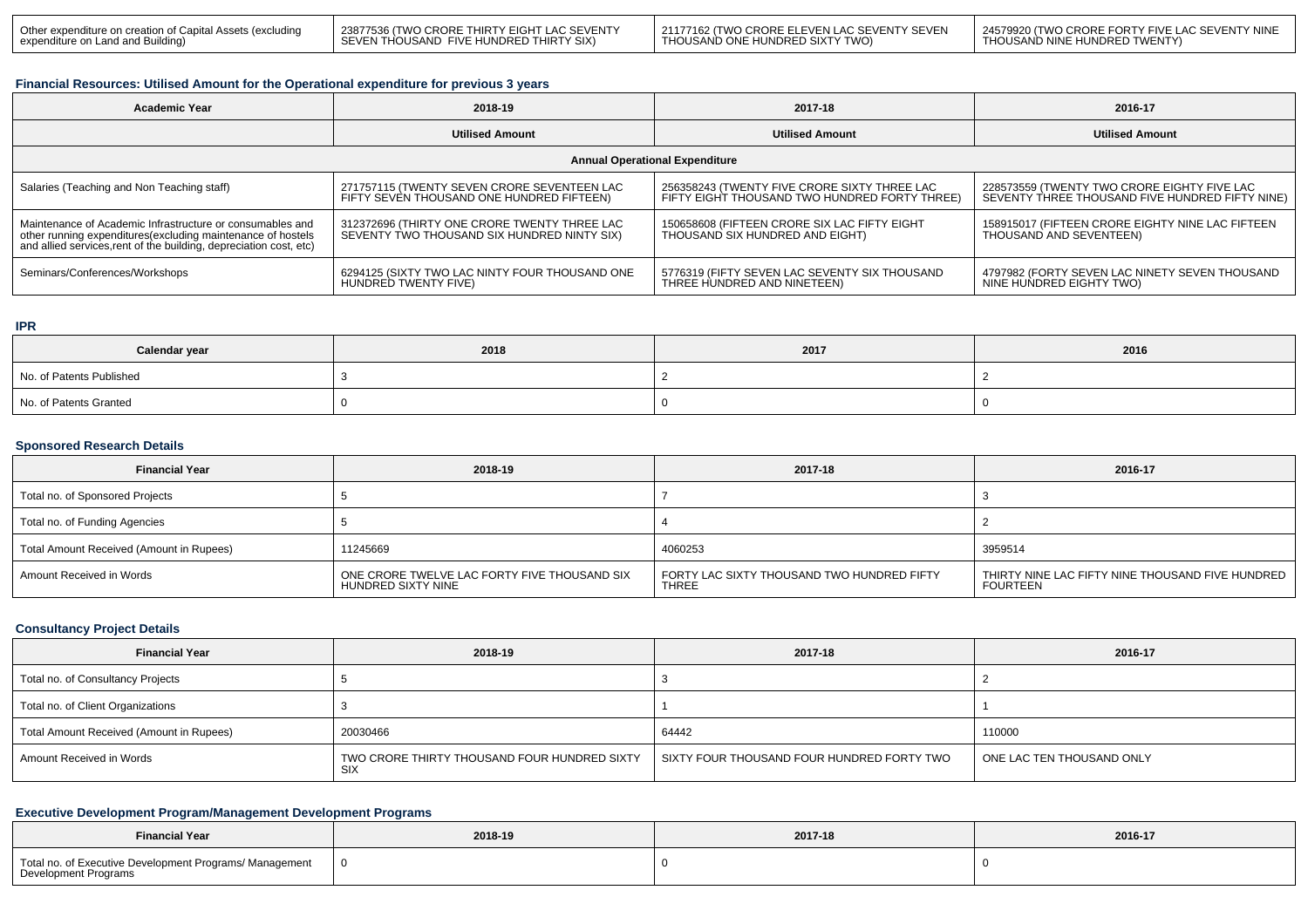| Other expenditure on creation of Capital Assets (excluding expenditure on Land and Building) | 23877536 (TWO CRORE THIRTY EIGHT LAC SEVENTY SEVEN THOUSAND FIVE HUNDRED THIRTY SIX) | 21177162 (TWO CRORE ELEVEN LAC SEVENTY SEVEN THOUSAND ONE HUNDRED SIXTY TWO) | 24579920 (TWO CRORE FORTY FIVE LAC SEVENTY NINE THOUSAND NINE HUNDRED TWENTY) |
|---|---|---|---|

### Financial Resources: Utilised Amount for the Operational expenditure for previous 3 years

| Academic Year | 2018-19 | 2017-18 | 2016-17 |
|---|---|---|---|
| | Utilised Amount | Utilised Amount | Utilised Amount |
| Annual Operational Expenditure | | | |
| Salaries (Teaching and Non Teaching staff) | 271757115 (TWENTY SEVEN CRORE SEVENTEEN LAC FIFTY SEVEN THOUSAND ONE HUNDRED FIFTEEN) | 256358243 (TWENTY FIVE CRORE SIXTY THREE LAC FIFTY EIGHT THOUSAND TWO HUNDRED FORTY THREE) | 228573559 (TWENTY TWO CRORE EIGHTY FIVE LAC SEVENTY THREE THOUSAND FIVE HUNDRED FIFTY NINE) |
| Maintenance of Academic Infrastructure or consumables and other running expenditures(excluding maintenance of hostels and allied services,rent of the building, depreciation cost, etc) | 312372696 (THIRTY ONE CRORE TWENTY THREE LAC SEVENTY TWO THOUSAND SIX HUNDRED NINTY SIX) | 150658608 (FIFTEEN CRORE SIX LAC FIFTY EIGHT THOUSAND SIX HUNDRED AND EIGHT) | 158915017 (FIFTEEN CRORE EIGHTY NINE LAC FIFTEEN THOUSAND AND SEVENTEEN) |
| Seminars/Conferences/Workshops | 6294125 (SIXTY TWO LAC NINTY FOUR THOUSAND ONE HUNDRED TWENTY FIVE) | 5776319 (FIFTY SEVEN LAC SEVENTY SIX THOUSAND THREE HUNDRED AND NINETEEN) | 4797982 (FORTY SEVEN LAC NINETY SEVEN THOUSAND NINE HUNDRED EIGHTY TWO) |

### IPR

| Calendar year | 2018 | 2017 | 2016 |
|---|---|---|---|
| No. of Patents Published | 3 | 2 | 2 |
| No. of Patents Granted | 0 | 0 | 0 |

### Sponsored Research Details

| Financial Year | 2018-19 | 2017-18 | 2016-17 |
|---|---|---|---|
| Total no. of Sponsored Projects | 5 | 7 | 3 |
| Total no. of Funding Agencies | 5 | 4 | 2 |
| Total Amount Received (Amount in Rupees) | 11245669 | 4060253 | 3959514 |
| Amount Received in Words | ONE CRORE TWELVE LAC FORTY FIVE THOUSAND SIX HUNDRED SIXTY NINE | FORTY LAC SIXTY THOUSAND TWO HUNDRED FIFTY THREE | THIRTY NINE LAC FIFTY NINE THOUSAND FIVE HUNDRED FOURTEEN |

### Consultancy Project Details

| Financial Year | 2018-19 | 2017-18 | 2016-17 |
|---|---|---|---|
| Total no. of Consultancy Projects | 5 | 3 | 2 |
| Total no. of Client Organizations | 3 | 1 | 1 |
| Total Amount Received (Amount in Rupees) | 20030466 | 64442 | 110000 |
| Amount Received in Words | TWO CRORE THIRTY THOUSAND FOUR HUNDRED SIXTY SIX | SIXTY FOUR THOUSAND FOUR HUNDRED FORTY TWO | ONE LAC TEN THOUSAND ONLY |

### Executive Development Program/Management Development Programs

| Financial Year | 2018-19 | 2017-18 | 2016-17 |
|---|---|---|---|
| Total no. of Executive Development Programs/ Management Development Programs | 0 | 0 | 0 |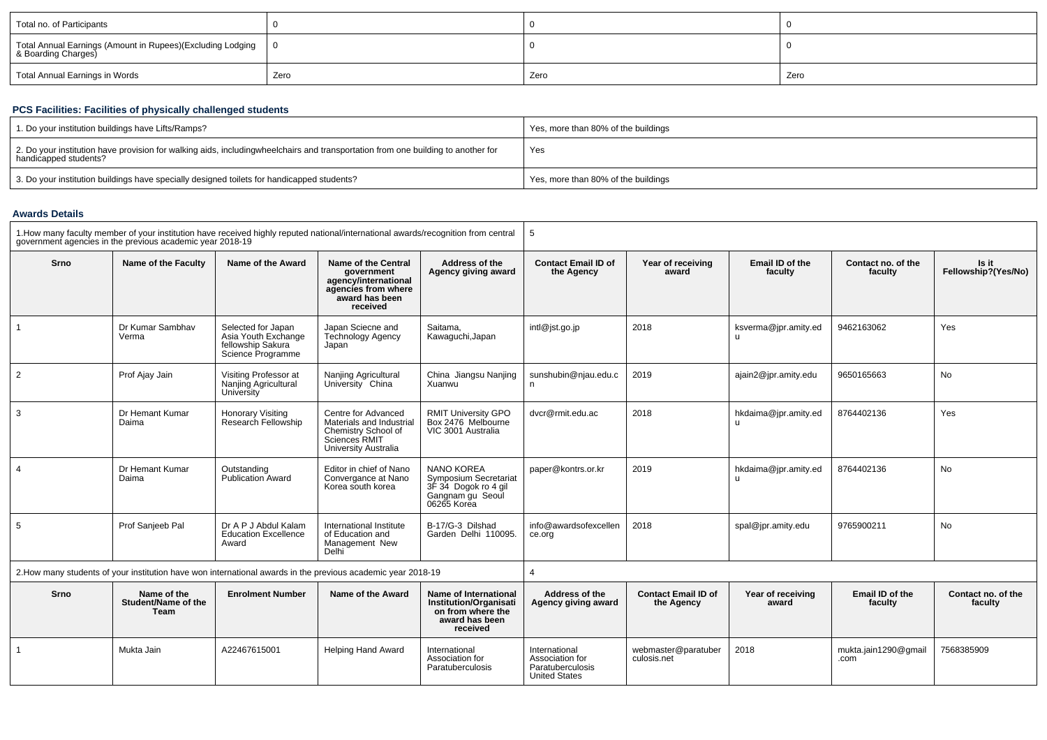| Total no. of Participants | 0 | 0 | 0 |
|---|---|---|---|
| Total Annual Earnings (Amount in Rupees)(Excluding Lodging & Boarding Charges) | 0 | 0 | 0 |
| Total Annual Earnings in Words | Zero | Zero | Zero |

### PCS Facilities: Facilities of physically challenged students

| 1. Do your institution buildings have Lifts/Ramps? | Yes, more than 80% of the buildings |
|---|---|
| 2. Do your institution have provision for walking aids, includingwheelchairs and transportation from one building to another for handicapped students? | Yes |
| 3. Do your institution buildings have specially designed toilets for handicapped students? | Yes, more than 80% of the buildings |

### Awards Details

| 1.How many faculty member of your institution have received highly reputed national/international awards/recognition from central government agencies in the previous academic year 2018-19 | | | | | 5 | | | | |
|---|---|---|---|---|---|---|---|---|---|
| Srno | Name of the Faculty | Name of the Award | Name of the Central government agency/international agencies from where award has been received | Address of the Agency giving award | Contact Email ID of the Agency | Year of receiving award | Email ID of the faculty | Contact no. of the faculty | Is it Fellowship?(Yes/No) |
| 1 | Dr Kumar Sambhav Verma | Selected for Japan Asia Youth Exchange fellowship Sakura Science Programme | Japan Sciecne and Technology Agency Japan | Saitama, Kawaguchi,Japan | intl@jst.go.jp | 2018 | ksverma@jpr.amity.edu | 9462163062 | Yes |
| 2 | Prof Ajay Jain | Visiting Professor at Nanjing Agricultural University | Nanjing Agricultural University China | China Jiangsu Nanjing Xuanwu | sunshubin@njau.edu.cn | 2019 | ajain2@jpr.amity.edu | 9650165663 | No |
| 3 | Dr Hemant Kumar Daima | Honorary Visiting Research Fellowship | Centre for Advanced Materials and Industrial Chemistry School of Sciences RMIT University Australia | RMIT University GPO Box 2476 Melbourne VIC 3001 Australia | dvcr@rmit.edu.ac | 2018 | hkdaima@jpr.amity.edu | 8764402136 | Yes |
| 4 | Dr Hemant Kumar Daima | Outstanding Publication Award | Editor in chief of Nano Convergance at Nano Korea south korea | NANO KOREA Symposium Secretariat 3F 34 Dogok ro 4 gil Gangnam gu Seoul 06265 Korea | paper@kontrs.or.kr | 2019 | hkdaima@jpr.amity.edu | 8764402136 | No |
| 5 | Prof Sanjeeb Pal | Dr A P J Abdul Kalam Education Excellence Award | International Institute of Education and Management New Delhi | B-17/G-3 Dilshad Garden Delhi 110095. | info@awardsofexcellence.org | 2018 | spal@jpr.amity.edu | 9765900211 | No |

| 2.How many students of your institution have won international awards in the previous academic year 2018-19 | | | | | 4 | | | | |
|---|---|---|---|---|---|---|---|---|---|
| Srno | Name of the Student/Name of the Team | Enrolment Number | Name of the Award | Name of International Institution/Organisation from where the award has been received | Address of the Agency giving award | Contact Email ID of the Agency | Year of receiving award | Email ID of the faculty | Contact no. of the faculty |
| 1 | Mukta Jain | A22467615001 | Helping Hand Award | International Association for Paratuberculosis | International Association for Paratuberculosis United States | webmaster@paratuberculosis.net | 2018 | mukta.jain1290@gmail.com | 7568385909 |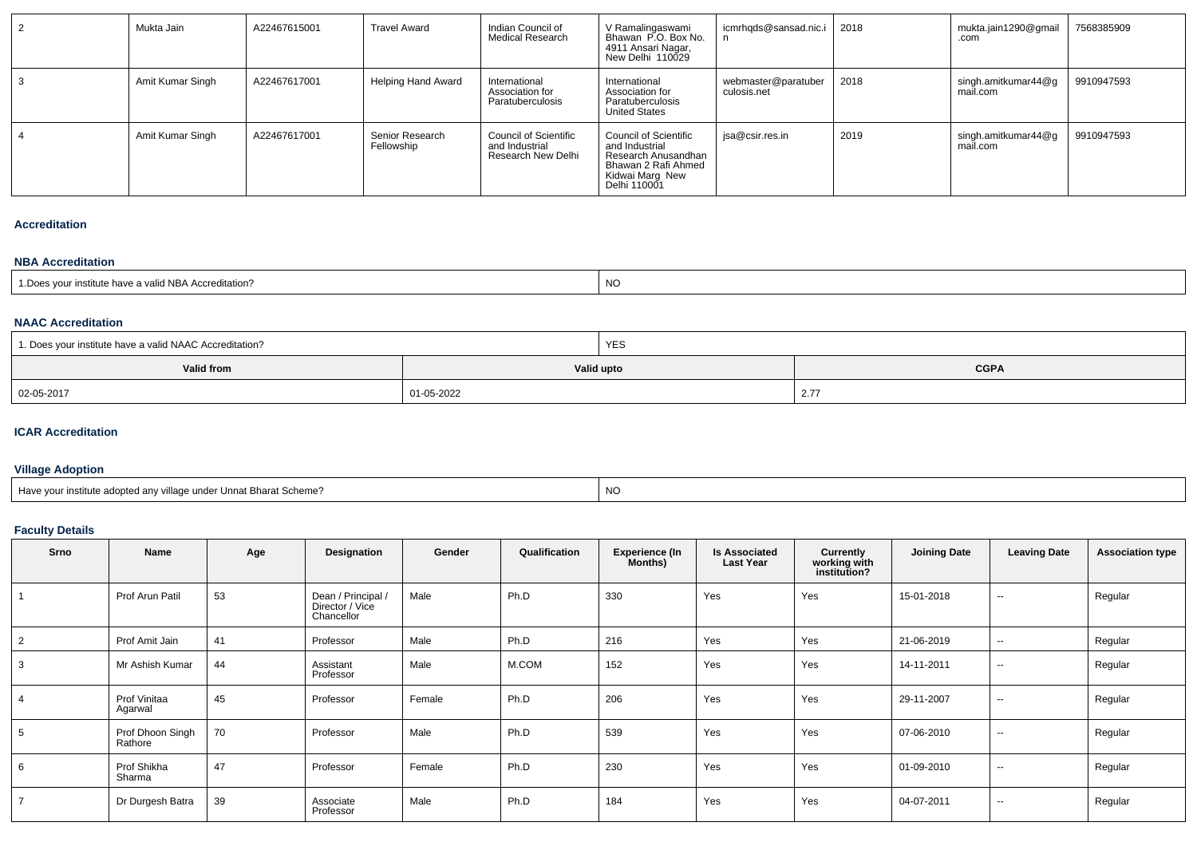| 2 | Mukta Jain | A22467615001 | Travel Award | Indian Council of Medical Research | V Ramalingaswami Bhawan P.O. Box No. 4911 Ansari Nagar, New Delhi 110029 | icmrhqds@sansad.nic.in | 2018 | mukta.jain1290@gmail.com | 7568385909 |
|---|---|---|---|---|---|---|---|---|---|
| 3 | Amit Kumar Singh | A22467617001 | Helping Hand Award | International Association for Paratuberculosis | International Association for Paratuberculosis United States | webmaster@paratuberculosis.net | 2018 | singh.amitkumar44@gmail.com | 9910947593 |
| 4 | Amit Kumar Singh | A22467617001 | Senior Research Fellowship | Council of Scientific and Industrial Research New Delhi | Council of Scientific and Industrial Research Anusandhan Bhawan 2 Rafi Ahmed Kidwai Marg New Delhi 110001 | jsa@csir.res.in | 2019 | singh.amitkumar44@gmail.com | 9910947593 |

### Accreditation

#### NBA Accreditation

| 1.Does your institute have a valid NBA Accreditation? | NO |
|---|---|

#### NAAC Accreditation

| 1. Does your institute have a valid NAAC Accreditation? | YES | |
|---|---|---|
| **Valid from** | **Valid upto** | **CGPA** |
| 02-05-2017 | 01-05-2022 | 2.77 |

#### ICAR Accreditation

#### Village Adoption

| Have your institute adopted any village under Unnat Bharat Scheme? | NO |
|---|---|

#### Faculty Details

| Srno | Name | Age | Designation | Gender | Qualification | Experience (In Months) | Is Associated Last Year | Currently working with institution? | Joining Date | Leaving Date | Association type |
|---|---|---|---|---|---|---|---|---|---|---|---|
| 1 | Prof Arun Patil | 53 | Dean / Principal / Director / Vice Chancellor | Male | Ph.D | 330 | Yes | Yes | 15-01-2018 | -- | Regular |
| 2 | Prof Amit Jain | 41 | Professor | Male | Ph.D | 216 | Yes | Yes | 21-06-2019 | -- | Regular |
| 3 | Mr Ashish Kumar | 44 | Assistant Professor | Male | M.COM | 152 | Yes | Yes | 14-11-2011 | -- | Regular |
| 4 | Prof Vinitaa Agarwal | 45 | Professor | Female | Ph.D | 206 | Yes | Yes | 29-11-2007 | -- | Regular |
| 5 | Prof Dhoon Singh Rathore | 70 | Professor | Male | Ph.D | 539 | Yes | Yes | 07-06-2010 | -- | Regular |
| 6 | Prof Shikha Sharma | 47 | Professor | Female | Ph.D | 230 | Yes | Yes | 01-09-2010 | -- | Regular |
| 7 | Dr Durgesh Batra | 39 | Associate Professor | Male | Ph.D | 184 | Yes | Yes | 04-07-2011 | -- | Regular |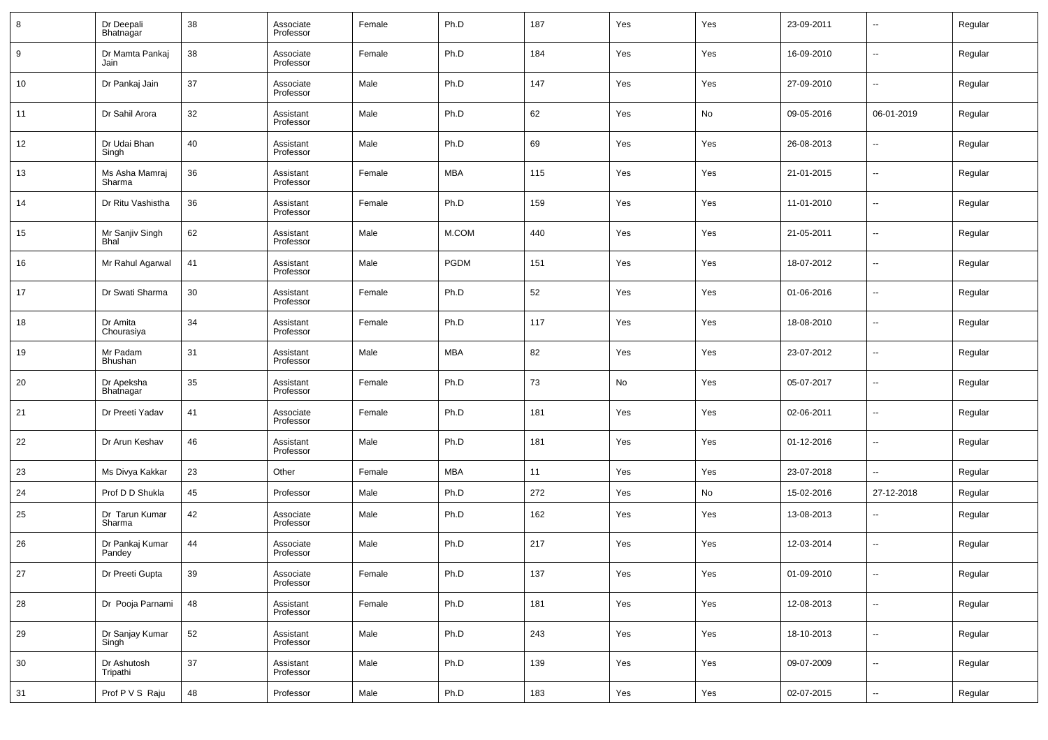| 8 | Dr Deepali Bhatnagar | 38 | Associate Professor | Female | Ph.D | 187 | Yes | Yes | 23-09-2011 | -- | Regular |
|---|---|---|---|---|---|---|---|---|---|---|---|
| 9 | Dr Mamta Pankaj Jain | 38 | Associate Professor | Female | Ph.D | 184 | Yes | Yes | 16-09-2010 | -- | Regular |
| 10 | Dr Pankaj Jain | 37 | Associate Professor | Male | Ph.D | 147 | Yes | Yes | 27-09-2010 | -- | Regular |
| 11 | Dr Sahil Arora | 32 | Assistant Professor | Male | Ph.D | 62 | Yes | No | 09-05-2016 | 06-01-2019 | Regular |
| 12 | Dr Udai Bhan Singh | 40 | Assistant Professor | Male | Ph.D | 69 | Yes | Yes | 26-08-2013 | -- | Regular |
| 13 | Ms Asha Mamraj Sharma | 36 | Assistant Professor | Female | MBA | 115 | Yes | Yes | 21-01-2015 | -- | Regular |
| 14 | Dr Ritu Vashistha | 36 | Assistant Professor | Female | Ph.D | 159 | Yes | Yes | 11-01-2010 | -- | Regular |
| 15 | Mr Sanjiv Singh Bhal | 62 | Assistant Professor | Male | M.COM | 440 | Yes | Yes | 21-05-2011 | -- | Regular |
| 16 | Mr Rahul Agarwal | 41 | Assistant Professor | Male | PGDM | 151 | Yes | Yes | 18-07-2012 | -- | Regular |
| 17 | Dr Swati Sharma | 30 | Assistant Professor | Female | Ph.D | 52 | Yes | Yes | 01-06-2016 | -- | Regular |
| 18 | Dr Amita Chourasiya | 34 | Assistant Professor | Female | Ph.D | 117 | Yes | Yes | 18-08-2010 | -- | Regular |
| 19 | Mr Padam Bhushan | 31 | Assistant Professor | Male | MBA | 82 | Yes | Yes | 23-07-2012 | -- | Regular |
| 20 | Dr Apeksha Bhatnagar | 35 | Assistant Professor | Female | Ph.D | 73 | No | Yes | 05-07-2017 | -- | Regular |
| 21 | Dr Preeti Yadav | 41 | Associate Professor | Female | Ph.D | 181 | Yes | Yes | 02-06-2011 | -- | Regular |
| 22 | Dr Arun Keshav | 46 | Assistant Professor | Male | Ph.D | 181 | Yes | Yes | 01-12-2016 | -- | Regular |
| 23 | Ms Divya Kakkar | 23 | Other | Female | MBA | 11 | Yes | Yes | 23-07-2018 | -- | Regular |
| 24 | Prof D D Shukla | 45 | Professor | Male | Ph.D | 272 | Yes | No | 15-02-2016 | 27-12-2018 | Regular |
| 25 | Dr Tarun Kumar Sharma | 42 | Associate Professor | Male | Ph.D | 162 | Yes | Yes | 13-08-2013 | -- | Regular |
| 26 | Dr Pankaj Kumar Pandey | 44 | Associate Professor | Male | Ph.D | 217 | Yes | Yes | 12-03-2014 | -- | Regular |
| 27 | Dr Preeti Gupta | 39 | Associate Professor | Female | Ph.D | 137 | Yes | Yes | 01-09-2010 | -- | Regular |
| 28 | Dr Pooja Parnami | 48 | Assistant Professor | Female | Ph.D | 181 | Yes | Yes | 12-08-2013 | -- | Regular |
| 29 | Dr Sanjay Kumar Singh | 52 | Assistant Professor | Male | Ph.D | 243 | Yes | Yes | 18-10-2013 | -- | Regular |
| 30 | Dr Ashutosh Tripathi | 37 | Assistant Professor | Male | Ph.D | 139 | Yes | Yes | 09-07-2009 | -- | Regular |
| 31 | Prof P V S Raju | 48 | Professor | Male | Ph.D | 183 | Yes | Yes | 02-07-2015 | -- | Regular |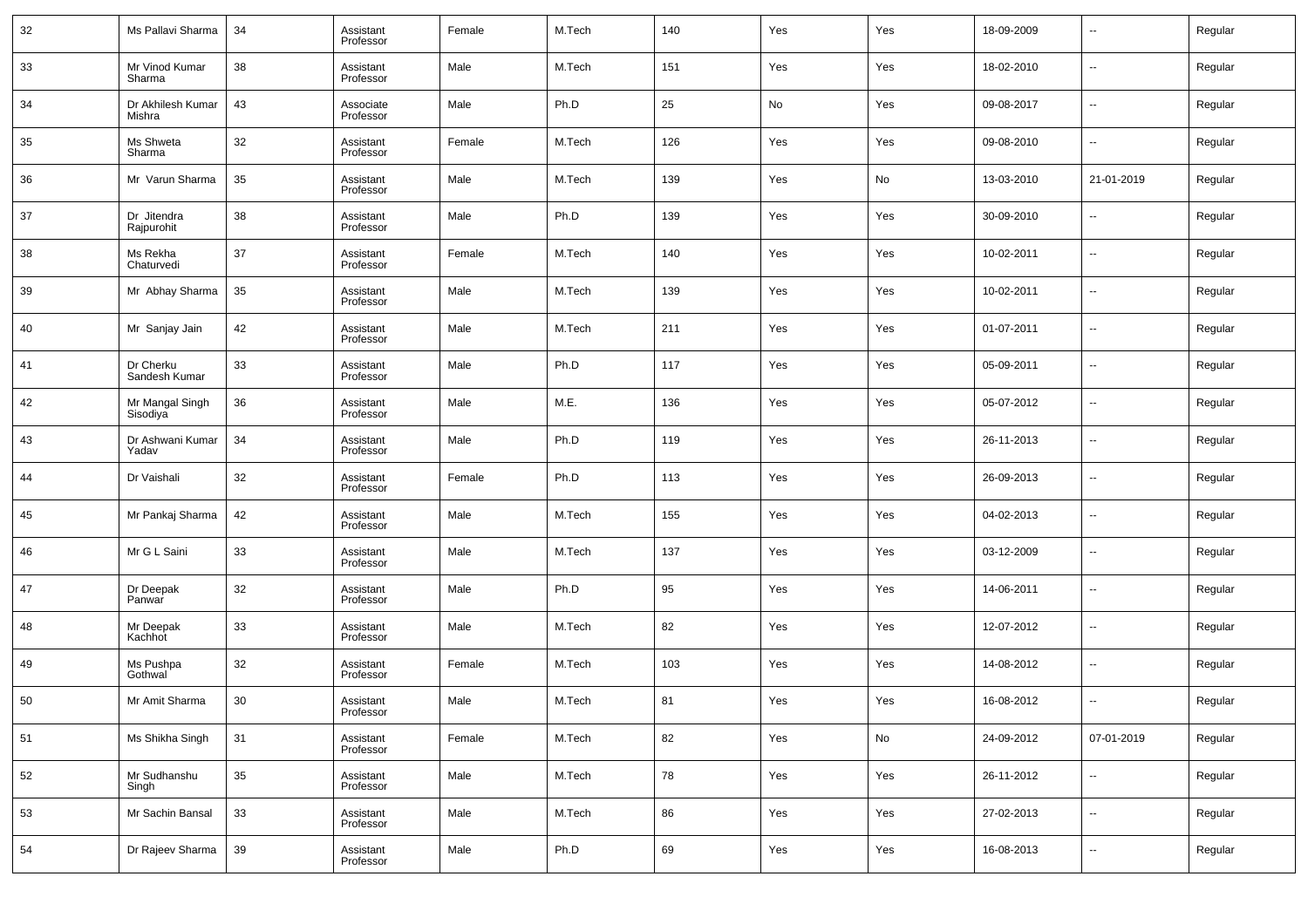| | | | | | | | | | | | |
|---|---|---|---|---|---|---|---|---|---|---|---|
| 32 | Ms Pallavi Sharma | 34 | Assistant Professor | Female | M.Tech | 140 | Yes | Yes | 18-09-2009 | -- | Regular |
| 33 | Mr Vinod Kumar Sharma | 38 | Assistant Professor | Male | M.Tech | 151 | Yes | Yes | 18-02-2010 | -- | Regular |
| 34 | Dr Akhilesh Kumar Mishra | 43 | Associate Professor | Male | Ph.D | 25 | No | Yes | 09-08-2017 | -- | Regular |
| 35 | Ms Shweta Sharma | 32 | Assistant Professor | Female | M.Tech | 126 | Yes | Yes | 09-08-2010 | -- | Regular |
| 36 | Mr Varun Sharma | 35 | Assistant Professor | Male | M.Tech | 139 | Yes | No | 13-03-2010 | 21-01-2019 | Regular |
| 37 | Dr Jitendra Rajpurohit | 38 | Assistant Professor | Male | Ph.D | 139 | Yes | Yes | 30-09-2010 | -- | Regular |
| 38 | Ms Rekha Chaturvedi | 37 | Assistant Professor | Female | M.Tech | 140 | Yes | Yes | 10-02-2011 | -- | Regular |
| 39 | Mr Abhay Sharma | 35 | Assistant Professor | Male | M.Tech | 139 | Yes | Yes | 10-02-2011 | -- | Regular |
| 40 | Mr Sanjay Jain | 42 | Assistant Professor | Male | M.Tech | 211 | Yes | Yes | 01-07-2011 | -- | Regular |
| 41 | Dr Cherku Sandesh Kumar | 33 | Assistant Professor | Male | Ph.D | 117 | Yes | Yes | 05-09-2011 | -- | Regular |
| 42 | Mr Mangal Singh Sisodiya | 36 | Assistant Professor | Male | M.E. | 136 | Yes | Yes | 05-07-2012 | -- | Regular |
| 43 | Dr Ashwani Kumar Yadav | 34 | Assistant Professor | Male | Ph.D | 119 | Yes | Yes | 26-11-2013 | -- | Regular |
| 44 | Dr Vaishali | 32 | Assistant Professor | Female | Ph.D | 113 | Yes | Yes | 26-09-2013 | -- | Regular |
| 45 | Mr Pankaj Sharma | 42 | Assistant Professor | Male | M.Tech | 155 | Yes | Yes | 04-02-2013 | -- | Regular |
| 46 | Mr G L Saini | 33 | Assistant Professor | Male | M.Tech | 137 | Yes | Yes | 03-12-2009 | -- | Regular |
| 47 | Dr Deepak Panwar | 32 | Assistant Professor | Male | Ph.D | 95 | Yes | Yes | 14-06-2011 | -- | Regular |
| 48 | Mr Deepak Kachhot | 33 | Assistant Professor | Male | M.Tech | 82 | Yes | Yes | 12-07-2012 | -- | Regular |
| 49 | Ms Pushpa Gothwal | 32 | Assistant Professor | Female | M.Tech | 103 | Yes | Yes | 14-08-2012 | -- | Regular |
| 50 | Mr Amit Sharma | 30 | Assistant Professor | Male | M.Tech | 81 | Yes | Yes | 16-08-2012 | -- | Regular |
| 51 | Ms Shikha Singh | 31 | Assistant Professor | Female | M.Tech | 82 | Yes | No | 24-09-2012 | 07-01-2019 | Regular |
| 52 | Mr Sudhanshu Singh | 35 | Assistant Professor | Male | M.Tech | 78 | Yes | Yes | 26-11-2012 | -- | Regular |
| 53 | Mr Sachin Bansal | 33 | Assistant Professor | Male | M.Tech | 86 | Yes | Yes | 27-02-2013 | -- | Regular |
| 54 | Dr Rajeev Sharma | 39 | Assistant Professor | Male | Ph.D | 69 | Yes | Yes | 16-08-2013 | -- | Regular |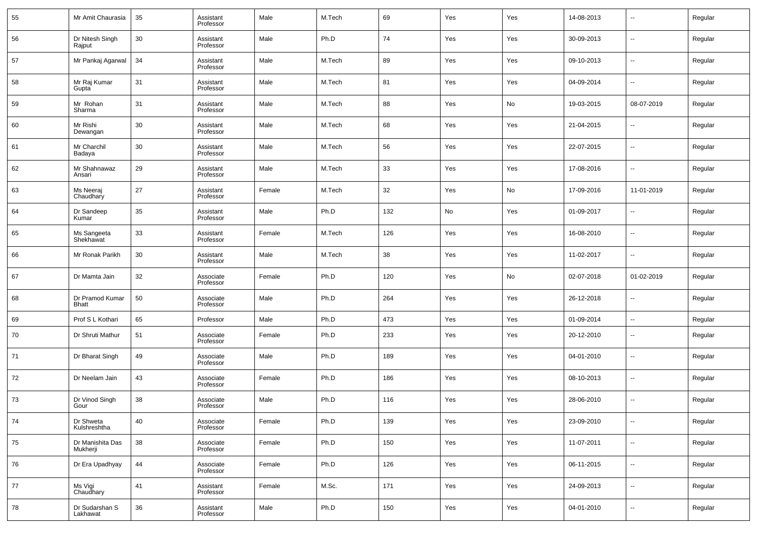| 55 | Mr Amit Chaurasia | 35 | Assistant Professor | Male | M.Tech | 69 | Yes | Yes | 14-08-2013 | -- | Regular |
|---|---|---|---|---|---|---|---|---|---|---|---|
| 56 | Dr Nitesh Singh Rajput | 30 | Assistant Professor | Male | Ph.D | 74 | Yes | Yes | 30-09-2013 | -- | Regular |
| 57 | Mr Pankaj Agarwal | 34 | Assistant Professor | Male | M.Tech | 89 | Yes | Yes | 09-10-2013 | -- | Regular |
| 58 | Mr Raj Kumar Gupta | 31 | Assistant Professor | Male | M.Tech | 81 | Yes | Yes | 04-09-2014 | -- | Regular |
| 59 | Mr Rohan Sharma | 31 | Assistant Professor | Male | M.Tech | 88 | Yes | No | 19-03-2015 | 08-07-2019 | Regular |
| 60 | Mr Rishi Dewangan | 30 | Assistant Professor | Male | M.Tech | 68 | Yes | Yes | 21-04-2015 | -- | Regular |
| 61 | Mr Charchil Badaya | 30 | Assistant Professor | Male | M.Tech | 56 | Yes | Yes | 22-07-2015 | -- | Regular |
| 62 | Mr Shahnawaz Ansari | 29 | Assistant Professor | Male | M.Tech | 33 | Yes | Yes | 17-08-2016 | -- | Regular |
| 63 | Ms Neeraj Chaudhary | 27 | Assistant Professor | Female | M.Tech | 32 | Yes | No | 17-09-2016 | 11-01-2019 | Regular |
| 64 | Dr Sandeep Kumar | 35 | Assistant Professor | Male | Ph.D | 132 | No | Yes | 01-09-2017 | -- | Regular |
| 65 | Ms Sangeeta Shekhawat | 33 | Assistant Professor | Female | M.Tech | 126 | Yes | Yes | 16-08-2010 | -- | Regular |
| 66 | Mr Ronak Parikh | 30 | Assistant Professor | Male | M.Tech | 38 | Yes | Yes | 11-02-2017 | -- | Regular |
| 67 | Dr Mamta Jain | 32 | Associate Professor | Female | Ph.D | 120 | Yes | No | 02-07-2018 | 01-02-2019 | Regular |
| 68 | Dr Pramod Kumar Bhatt | 50 | Associate Professor | Male | Ph.D | 264 | Yes | Yes | 26-12-2018 | -- | Regular |
| 69 | Prof S L Kothari | 65 | Professor | Male | Ph.D | 473 | Yes | Yes | 01-09-2014 | -- | Regular |
| 70 | Dr Shruti Mathur | 51 | Associate Professor | Female | Ph.D | 233 | Yes | Yes | 20-12-2010 | -- | Regular |
| 71 | Dr Bharat Singh | 49 | Associate Professor | Male | Ph.D | 189 | Yes | Yes | 04-01-2010 | -- | Regular |
| 72 | Dr Neelam Jain | 43 | Associate Professor | Female | Ph.D | 186 | Yes | Yes | 08-10-2013 | -- | Regular |
| 73 | Dr Vinod Singh Gour | 38 | Associate Professor | Male | Ph.D | 116 | Yes | Yes | 28-06-2010 | -- | Regular |
| 74 | Dr Shweta Kulshreshtha | 40 | Associate Professor | Female | Ph.D | 139 | Yes | Yes | 23-09-2010 | -- | Regular |
| 75 | Dr Manishita Das Mukherji | 38 | Associate Professor | Female | Ph.D | 150 | Yes | Yes | 11-07-2011 | -- | Regular |
| 76 | Dr Era Upadhyay | 44 | Associate Professor | Female | Ph.D | 126 | Yes | Yes | 06-11-2015 | -- | Regular |
| 77 | Ms Vigi Chaudhary | 41 | Assistant Professor | Female | M.Sc. | 171 | Yes | Yes | 24-09-2013 | -- | Regular |
| 78 | Dr Sudarshan S Lakhawat | 36 | Assistant Professor | Male | Ph.D | 150 | Yes | Yes | 04-01-2010 | -- | Regular |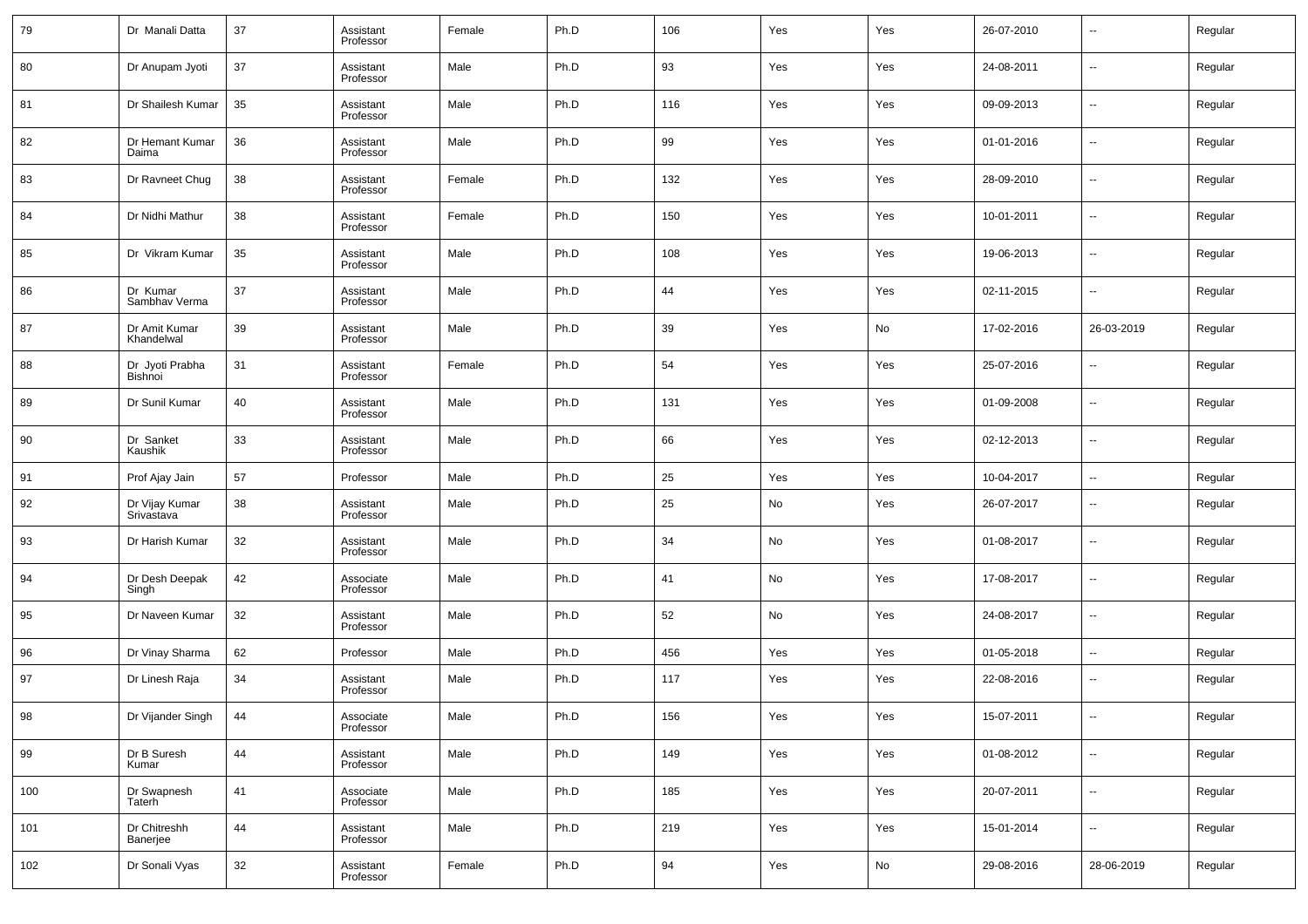| 79 | Dr Manali Datta | 37 | Assistant Professor | Female | Ph.D | 106 | Yes | Yes | 26-07-2010 | -- | Regular |
|---|---|---|---|---|---|---|---|---|---|---|---|
| 80 | Dr Anupam Jyoti | 37 | Assistant Professor | Male | Ph.D | 93 | Yes | Yes | 24-08-2011 | -- | Regular |
| 81 | Dr Shailesh Kumar | 35 | Assistant Professor | Male | Ph.D | 116 | Yes | Yes | 09-09-2013 | -- | Regular |
| 82 | Dr Hemant Kumar Daima | 36 | Assistant Professor | Male | Ph.D | 99 | Yes | Yes | 01-01-2016 | -- | Regular |
| 83 | Dr Ravneet Chug | 38 | Assistant Professor | Female | Ph.D | 132 | Yes | Yes | 28-09-2010 | -- | Regular |
| 84 | Dr Nidhi Mathur | 38 | Assistant Professor | Female | Ph.D | 150 | Yes | Yes | 10-01-2011 | -- | Regular |
| 85 | Dr Vikram Kumar | 35 | Assistant Professor | Male | Ph.D | 108 | Yes | Yes | 19-06-2013 | -- | Regular |
| 86 | Dr Kumar Sambhav Verma | 37 | Assistant Professor | Male | Ph.D | 44 | Yes | Yes | 02-11-2015 | -- | Regular |
| 87 | Dr Amit Kumar Khandelwal | 39 | Assistant Professor | Male | Ph.D | 39 | Yes | No | 17-02-2016 | 26-03-2019 | Regular |
| 88 | Dr Jyoti Prabha Bishnoi | 31 | Assistant Professor | Female | Ph.D | 54 | Yes | Yes | 25-07-2016 | -- | Regular |
| 89 | Dr Sunil Kumar | 40 | Assistant Professor | Male | Ph.D | 131 | Yes | Yes | 01-09-2008 | -- | Regular |
| 90 | Dr Sanket Kaushik | 33 | Assistant Professor | Male | Ph.D | 66 | Yes | Yes | 02-12-2013 | -- | Regular |
| 91 | Prof Ajay Jain | 57 | Professor | Male | Ph.D | 25 | Yes | Yes | 10-04-2017 | -- | Regular |
| 92 | Dr Vijay Kumar Srivastava | 38 | Assistant Professor | Male | Ph.D | 25 | No | Yes | 26-07-2017 | -- | Regular |
| 93 | Dr Harish Kumar | 32 | Assistant Professor | Male | Ph.D | 34 | No | Yes | 01-08-2017 | -- | Regular |
| 94 | Dr Desh Deepak Singh | 42 | Associate Professor | Male | Ph.D | 41 | No | Yes | 17-08-2017 | -- | Regular |
| 95 | Dr Naveen Kumar | 32 | Assistant Professor | Male | Ph.D | 52 | No | Yes | 24-08-2017 | -- | Regular |
| 96 | Dr Vinay Sharma | 62 | Professor | Male | Ph.D | 456 | Yes | Yes | 01-05-2018 | -- | Regular |
| 97 | Dr Linesh Raja | 34 | Assistant Professor | Male | Ph.D | 117 | Yes | Yes | 22-08-2016 | -- | Regular |
| 98 | Dr Vijander Singh | 44 | Associate Professor | Male | Ph.D | 156 | Yes | Yes | 15-07-2011 | -- | Regular |
| 99 | Dr B Suresh Kumar | 44 | Assistant Professor | Male | Ph.D | 149 | Yes | Yes | 01-08-2012 | -- | Regular |
| 100 | Dr Swapnesh Taterh | 41 | Associate Professor | Male | Ph.D | 185 | Yes | Yes | 20-07-2011 | -- | Regular |
| 101 | Dr Chitreshh Banerjee | 44 | Assistant Professor | Male | Ph.D | 219 | Yes | Yes | 15-01-2014 | -- | Regular |
| 102 | Dr Sonali Vyas | 32 | Assistant Professor | Female | Ph.D | 94 | Yes | No | 29-08-2016 | 28-06-2019 | Regular |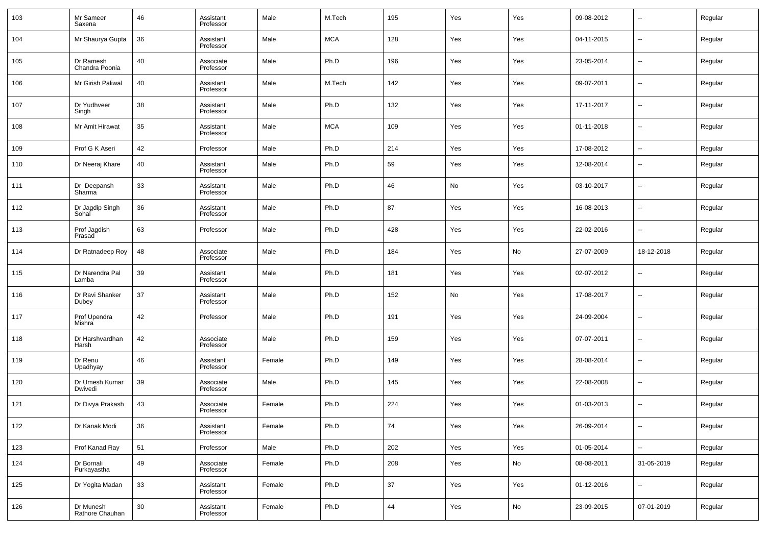| 103 | Mr Sameer Saxena | 46 | Assistant Professor | Male | M.Tech | 195 | Yes | Yes | 09-08-2012 | -- | Regular |
|---|---|---|---|---|---|---|---|---|---|---|---|
| 104 | Mr Shaurya Gupta | 36 | Assistant Professor | Male | MCA | 128 | Yes | Yes | 04-11-2015 | -- | Regular |
| 105 | Dr Ramesh Chandra Poonia | 40 | Associate Professor | Male | Ph.D | 196 | Yes | Yes | 23-05-2014 | -- | Regular |
| 106 | Mr Girish Paliwal | 40 | Assistant Professor | Male | M.Tech | 142 | Yes | Yes | 09-07-2011 | -- | Regular |
| 107 | Dr Yudhveer Singh | 38 | Assistant Professor | Male | Ph.D | 132 | Yes | Yes | 17-11-2017 | -- | Regular |
| 108 | Mr Amit Hirawat | 35 | Assistant Professor | Male | MCA | 109 | Yes | Yes | 01-11-2018 | -- | Regular |
| 109 | Prof G K Aseri | 42 | Professor | Male | Ph.D | 214 | Yes | Yes | 17-08-2012 | -- | Regular |
| 110 | Dr Neeraj Khare | 40 | Assistant Professor | Male | Ph.D | 59 | Yes | Yes | 12-08-2014 | -- | Regular |
| 111 | Dr Deepansh Sharma | 33 | Assistant Professor | Male | Ph.D | 46 | No | Yes | 03-10-2017 | -- | Regular |
| 112 | Dr Jagdip Singh Sohal | 36 | Assistant Professor | Male | Ph.D | 87 | Yes | Yes | 16-08-2013 | -- | Regular |
| 113 | Prof Jagdish Prasad | 63 | Professor | Male | Ph.D | 428 | Yes | Yes | 22-02-2016 | -- | Regular |
| 114 | Dr Ratnadeep Roy | 48 | Associate Professor | Male | Ph.D | 184 | Yes | No | 27-07-2009 | 18-12-2018 | Regular |
| 115 | Dr Narendra Pal Lamba | 39 | Assistant Professor | Male | Ph.D | 181 | Yes | Yes | 02-07-2012 | -- | Regular |
| 116 | Dr Ravi Shanker Dubey | 37 | Assistant Professor | Male | Ph.D | 152 | No | Yes | 17-08-2017 | -- | Regular |
| 117 | Prof Upendra Mishra | 42 | Professor | Male | Ph.D | 191 | Yes | Yes | 24-09-2004 | -- | Regular |
| 118 | Dr Harshvardhan Harsh | 42 | Associate Professor | Male | Ph.D | 159 | Yes | Yes | 07-07-2011 | -- | Regular |
| 119 | Dr Renu Upadhyay | 46 | Assistant Professor | Female | Ph.D | 149 | Yes | Yes | 28-08-2014 | -- | Regular |
| 120 | Dr Umesh Kumar Dwivedi | 39 | Associate Professor | Male | Ph.D | 145 | Yes | Yes | 22-08-2008 | -- | Regular |
| 121 | Dr Divya Prakash | 43 | Associate Professor | Female | Ph.D | 224 | Yes | Yes | 01-03-2013 | -- | Regular |
| 122 | Dr Kanak Modi | 36 | Assistant Professor | Female | Ph.D | 74 | Yes | Yes | 26-09-2014 | -- | Regular |
| 123 | Prof Kanad Ray | 51 | Professor | Male | Ph.D | 202 | Yes | Yes | 01-05-2014 | -- | Regular |
| 124 | Dr Bornali Purkayastha | 49 | Associate Professor | Female | Ph.D | 208 | Yes | No | 08-08-2011 | 31-05-2019 | Regular |
| 125 | Dr Yogita Madan | 33 | Assistant Professor | Female | Ph.D | 37 | Yes | Yes | 01-12-2016 | -- | Regular |
| 126 | Dr Munesh Rathore Chauhan | 30 | Assistant Professor | Female | Ph.D | 44 | Yes | No | 23-09-2015 | 07-01-2019 | Regular |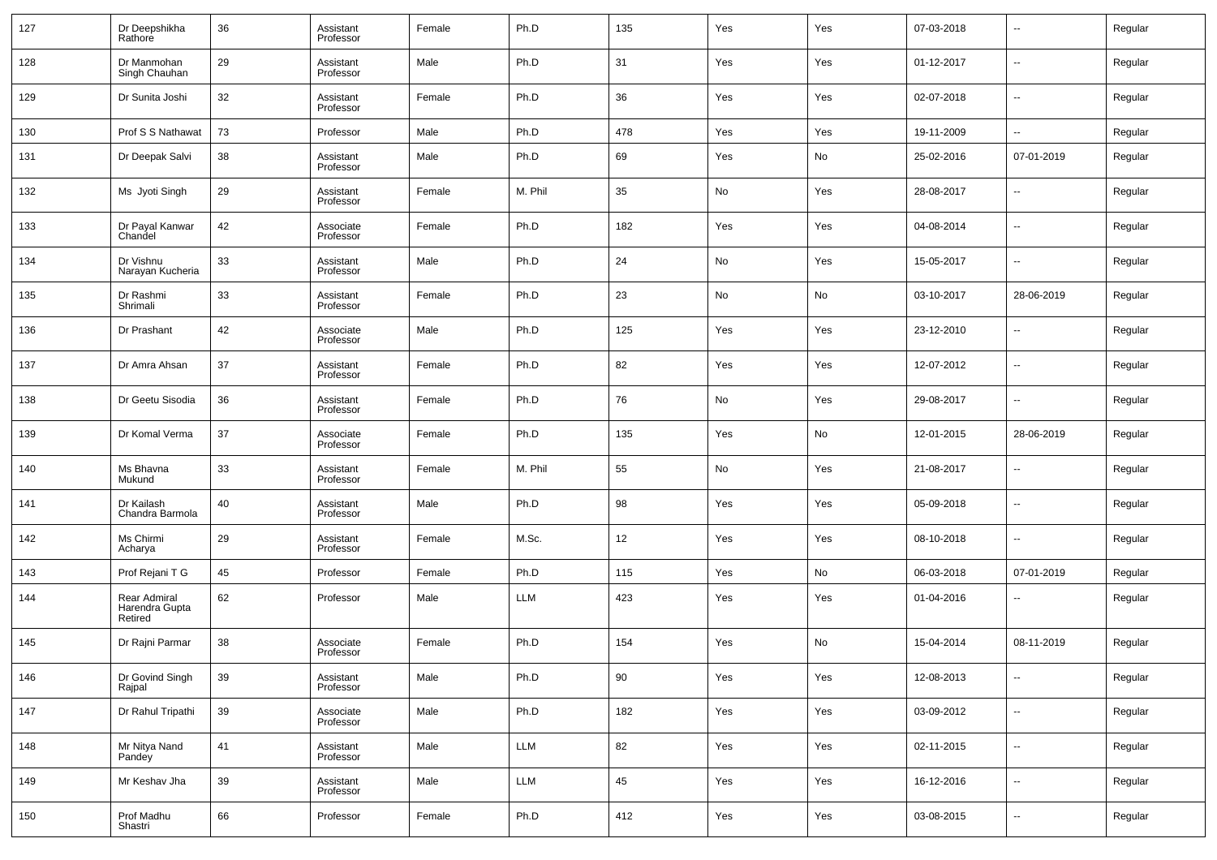| 127 | Dr Deepshikha Rathore | 36 | Assistant Professor | Female | Ph.D | 135 | Yes | Yes | 07-03-2018 | -- | Regular |
|---|---|---|---|---|---|---|---|---|---|---|---|
| 128 | Dr Manmohan Singh Chauhan | 29 | Assistant Professor | Male | Ph.D | 31 | Yes | Yes | 01-12-2017 | -- | Regular |
| 129 | Dr Sunita Joshi | 32 | Assistant Professor | Female | Ph.D | 36 | Yes | Yes | 02-07-2018 | -- | Regular |
| 130 | Prof S S Nathawat | 73 | Professor | Male | Ph.D | 478 | Yes | Yes | 19-11-2009 | -- | Regular |
| 131 | Dr Deepak Salvi | 38 | Assistant Professor | Male | Ph.D | 69 | Yes | No | 25-02-2016 | 07-01-2019 | Regular |
| 132 | Ms Jyoti Singh | 29 | Assistant Professor | Female | M. Phil | 35 | No | Yes | 28-08-2017 | -- | Regular |
| 133 | Dr Payal Kanwar Chandel | 42 | Associate Professor | Female | Ph.D | 182 | Yes | Yes | 04-08-2014 | -- | Regular |
| 134 | Dr Vishnu Narayan Kucheria | 33 | Assistant Professor | Male | Ph.D | 24 | No | Yes | 15-05-2017 | -- | Regular |
| 135 | Dr Rashmi Shrimali | 33 | Assistant Professor | Female | Ph.D | 23 | No | No | 03-10-2017 | 28-06-2019 | Regular |
| 136 | Dr Prashant | 42 | Associate Professor | Male | Ph.D | 125 | Yes | Yes | 23-12-2010 | -- | Regular |
| 137 | Dr Amra Ahsan | 37 | Assistant Professor | Female | Ph.D | 82 | Yes | Yes | 12-07-2012 | -- | Regular |
| 138 | Dr Geetu Sisodia | 36 | Assistant Professor | Female | Ph.D | 76 | No | Yes | 29-08-2017 | -- | Regular |
| 139 | Dr Komal Verma | 37 | Associate Professor | Female | Ph.D | 135 | Yes | No | 12-01-2015 | 28-06-2019 | Regular |
| 140 | Ms Bhavna Mukund | 33 | Assistant Professor | Female | M. Phil | 55 | No | Yes | 21-08-2017 | -- | Regular |
| 141 | Dr Kailash Chandra Barmola | 40 | Assistant Professor | Male | Ph.D | 98 | Yes | Yes | 05-09-2018 | -- | Regular |
| 142 | Ms Chirmi Acharya | 29 | Assistant Professor | Female | M.Sc. | 12 | Yes | Yes | 08-10-2018 | -- | Regular |
| 143 | Prof Rejani T G | 45 | Professor | Female | Ph.D | 115 | Yes | No | 06-03-2018 | 07-01-2019 | Regular |
| 144 | Rear Admiral Harendra Gupta Retired | 62 | Professor | Male | LLM | 423 | Yes | Yes | 01-04-2016 | -- | Regular |
| 145 | Dr Rajni Parmar | 38 | Associate Professor | Female | Ph.D | 154 | Yes | No | 15-04-2014 | 08-11-2019 | Regular |
| 146 | Dr Govind Singh Rajpal | 39 | Assistant Professor | Male | Ph.D | 90 | Yes | Yes | 12-08-2013 | -- | Regular |
| 147 | Dr Rahul Tripathi | 39 | Associate Professor | Male | Ph.D | 182 | Yes | Yes | 03-09-2012 | -- | Regular |
| 148 | Mr Nitya Nand Pandey | 41 | Assistant Professor | Male | LLM | 82 | Yes | Yes | 02-11-2015 | -- | Regular |
| 149 | Mr Keshav Jha | 39 | Assistant Professor | Male | LLM | 45 | Yes | Yes | 16-12-2016 | -- | Regular |
| 150 | Prof Madhu Shastri | 66 | Professor | Female | Ph.D | 412 | Yes | Yes | 03-08-2015 | -- | Regular |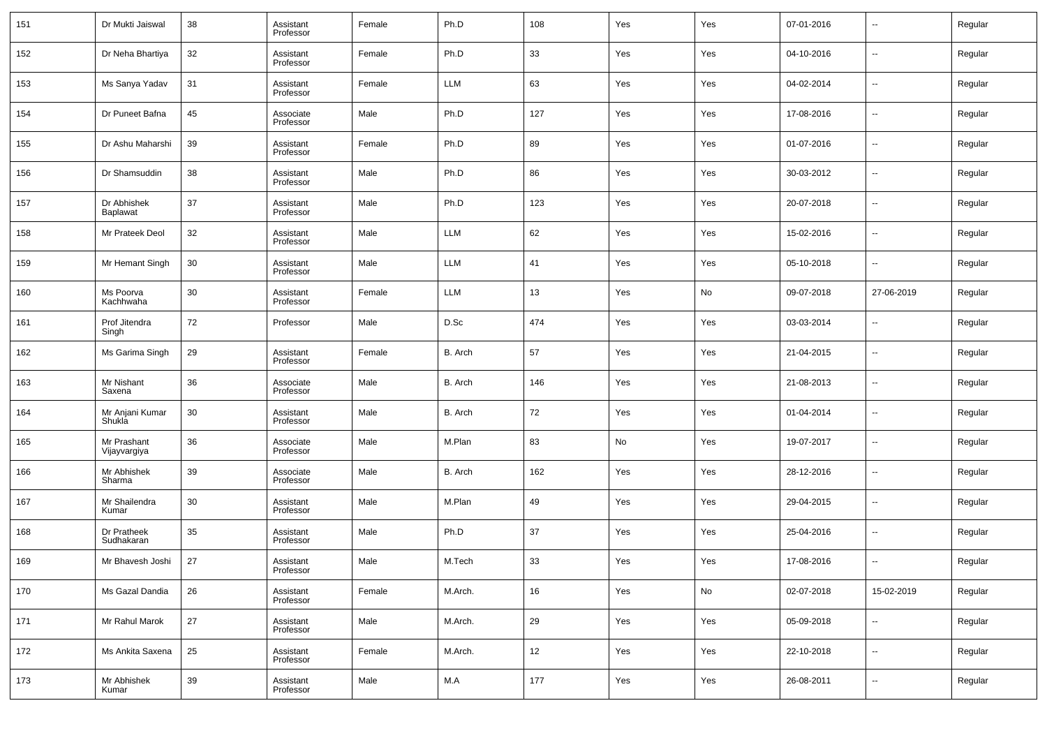| 151 | Dr Mukti Jaiswal | 38 | Assistant Professor | Female | Ph.D | 108 | Yes | Yes | 07-01-2016 | -- | Regular |
|---|---|---|---|---|---|---|---|---|---|---|---|
| 152 | Dr Neha Bhartiya | 32 | Assistant Professor | Female | Ph.D | 33 | Yes | Yes | 04-10-2016 | -- | Regular |
| 153 | Ms Sanya Yadav | 31 | Assistant Professor | Female | LLM | 63 | Yes | Yes | 04-02-2014 | -- | Regular |
| 154 | Dr Puneet Bafna | 45 | Associate Professor | Male | Ph.D | 127 | Yes | Yes | 17-08-2016 | -- | Regular |
| 155 | Dr Ashu Maharshi | 39 | Assistant Professor | Female | Ph.D | 89 | Yes | Yes | 01-07-2016 | -- | Regular |
| 156 | Dr Shamsuddin | 38 | Assistant Professor | Male | Ph.D | 86 | Yes | Yes | 30-03-2012 | -- | Regular |
| 157 | Dr Abhishek Baplawat | 37 | Assistant Professor | Male | Ph.D | 123 | Yes | Yes | 20-07-2018 | -- | Regular |
| 158 | Mr Prateek Deol | 32 | Assistant Professor | Male | LLM | 62 | Yes | Yes | 15-02-2016 | -- | Regular |
| 159 | Mr Hemant Singh | 30 | Assistant Professor | Male | LLM | 41 | Yes | Yes | 05-10-2018 | -- | Regular |
| 160 | Ms Poorva Kachhwaha | 30 | Assistant Professor | Female | LLM | 13 | Yes | No | 09-07-2018 | 27-06-2019 | Regular |
| 161 | Prof Jitendra Singh | 72 | Professor | Male | D.Sc | 474 | Yes | Yes | 03-03-2014 | -- | Regular |
| 162 | Ms Garima Singh | 29 | Assistant Professor | Female | B. Arch | 57 | Yes | Yes | 21-04-2015 | -- | Regular |
| 163 | Mr Nishant Saxena | 36 | Associate Professor | Male | B. Arch | 146 | Yes | Yes | 21-08-2013 | -- | Regular |
| 164 | Mr Anjani Kumar Shukla | 30 | Assistant Professor | Male | B. Arch | 72 | Yes | Yes | 01-04-2014 | -- | Regular |
| 165 | Mr Prashant Vijayvargiya | 36 | Associate Professor | Male | M.Plan | 83 | No | Yes | 19-07-2017 | -- | Regular |
| 166 | Mr Abhishek Sharma | 39 | Associate Professor | Male | B. Arch | 162 | Yes | Yes | 28-12-2016 | -- | Regular |
| 167 | Mr Shailendra Kumar | 30 | Assistant Professor | Male | M.Plan | 49 | Yes | Yes | 29-04-2015 | -- | Regular |
| 168 | Dr Pratheek Sudhakaran | 35 | Assistant Professor | Male | Ph.D | 37 | Yes | Yes | 25-04-2016 | -- | Regular |
| 169 | Mr Bhavesh Joshi | 27 | Assistant Professor | Male | M.Tech | 33 | Yes | Yes | 17-08-2016 | -- | Regular |
| 170 | Ms Gazal Dandia | 26 | Assistant Professor | Female | M.Arch. | 16 | Yes | No | 02-07-2018 | 15-02-2019 | Regular |
| 171 | Mr Rahul Marok | 27 | Assistant Professor | Male | M.Arch. | 29 | Yes | Yes | 05-09-2018 | -- | Regular |
| 172 | Ms Ankita Saxena | 25 | Assistant Professor | Female | M.Arch. | 12 | Yes | Yes | 22-10-2018 | -- | Regular |
| 173 | Mr Abhishek Kumar | 39 | Assistant Professor | Male | M.A | 177 | Yes | Yes | 26-08-2011 | -- | Regular |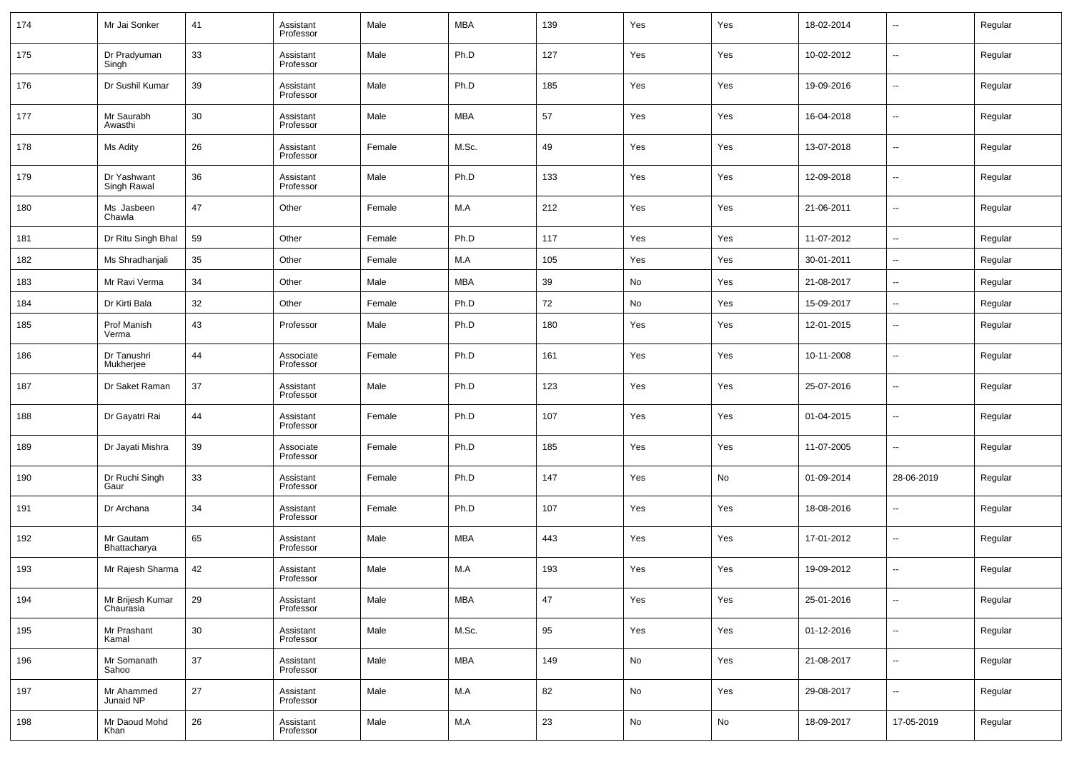| 174 | Mr Jai Sonker | 41 | Assistant Professor | Male | MBA | 139 | Yes | Yes | 18-02-2014 | -- | Regular |
|---|---|---|---|---|---|---|---|---|---|---|---|
| 175 | Dr Pradyuman Singh | 33 | Assistant Professor | Male | Ph.D | 127 | Yes | Yes | 10-02-2012 | -- | Regular |
| 176 | Dr Sushil Kumar | 39 | Assistant Professor | Male | Ph.D | 185 | Yes | Yes | 19-09-2016 | -- | Regular |
| 177 | Mr Saurabh Awasthi | 30 | Assistant Professor | Male | MBA | 57 | Yes | Yes | 16-04-2018 | -- | Regular |
| 178 | Ms Adity | 26 | Assistant Professor | Female | M.Sc. | 49 | Yes | Yes | 13-07-2018 | -- | Regular |
| 179 | Dr Yashwant Singh Rawal | 36 | Assistant Professor | Male | Ph.D | 133 | Yes | Yes | 12-09-2018 | -- | Regular |
| 180 | Ms Jasbeen Chawla | 47 | Other | Female | M.A | 212 | Yes | Yes | 21-06-2011 | -- | Regular |
| 181 | Dr Ritu Singh Bhal | 59 | Other | Female | Ph.D | 117 | Yes | Yes | 11-07-2012 | -- | Regular |
| 182 | Ms Shradhanjali | 35 | Other | Female | M.A | 105 | Yes | Yes | 30-01-2011 | -- | Regular |
| 183 | Mr Ravi Verma | 34 | Other | Male | MBA | 39 | No | Yes | 21-08-2017 | -- | Regular |
| 184 | Dr Kirti Bala | 32 | Other | Female | Ph.D | 72 | No | Yes | 15-09-2017 | -- | Regular |
| 185 | Prof Manish Verma | 43 | Professor | Male | Ph.D | 180 | Yes | Yes | 12-01-2015 | -- | Regular |
| 186 | Dr Tanushri Mukherjee | 44 | Associate Professor | Female | Ph.D | 161 | Yes | Yes | 10-11-2008 | -- | Regular |
| 187 | Dr Saket Raman | 37 | Assistant Professor | Male | Ph.D | 123 | Yes | Yes | 25-07-2016 | -- | Regular |
| 188 | Dr Gayatri Rai | 44 | Assistant Professor | Female | Ph.D | 107 | Yes | Yes | 01-04-2015 | -- | Regular |
| 189 | Dr Jayati Mishra | 39 | Associate Professor | Female | Ph.D | 185 | Yes | Yes | 11-07-2005 | -- | Regular |
| 190 | Dr Ruchi Singh Gaur | 33 | Assistant Professor | Female | Ph.D | 147 | Yes | No | 01-09-2014 | 28-06-2019 | Regular |
| 191 | Dr Archana | 34 | Assistant Professor | Female | Ph.D | 107 | Yes | Yes | 18-08-2016 | -- | Regular |
| 192 | Mr Gautam Bhattacharya | 65 | Assistant Professor | Male | MBA | 443 | Yes | Yes | 17-01-2012 | -- | Regular |
| 193 | Mr Rajesh Sharma | 42 | Assistant Professor | Male | M.A | 193 | Yes | Yes | 19-09-2012 | -- | Regular |
| 194 | Mr Brijesh Kumar Chaurasia | 29 | Assistant Professor | Male | MBA | 47 | Yes | Yes | 25-01-2016 | -- | Regular |
| 195 | Mr Prashant Kamal | 30 | Assistant Professor | Male | M.Sc. | 95 | Yes | Yes | 01-12-2016 | -- | Regular |
| 196 | Mr Somanath Sahoo | 37 | Assistant Professor | Male | MBA | 149 | No | Yes | 21-08-2017 | -- | Regular |
| 197 | Mr Ahammed Junaid NP | 27 | Assistant Professor | Male | M.A | 82 | No | Yes | 29-08-2017 | -- | Regular |
| 198 | Mr Daoud Mohd Khan | 26 | Assistant Professor | Male | M.A | 23 | No | No | 18-09-2017 | 17-05-2019 | Regular |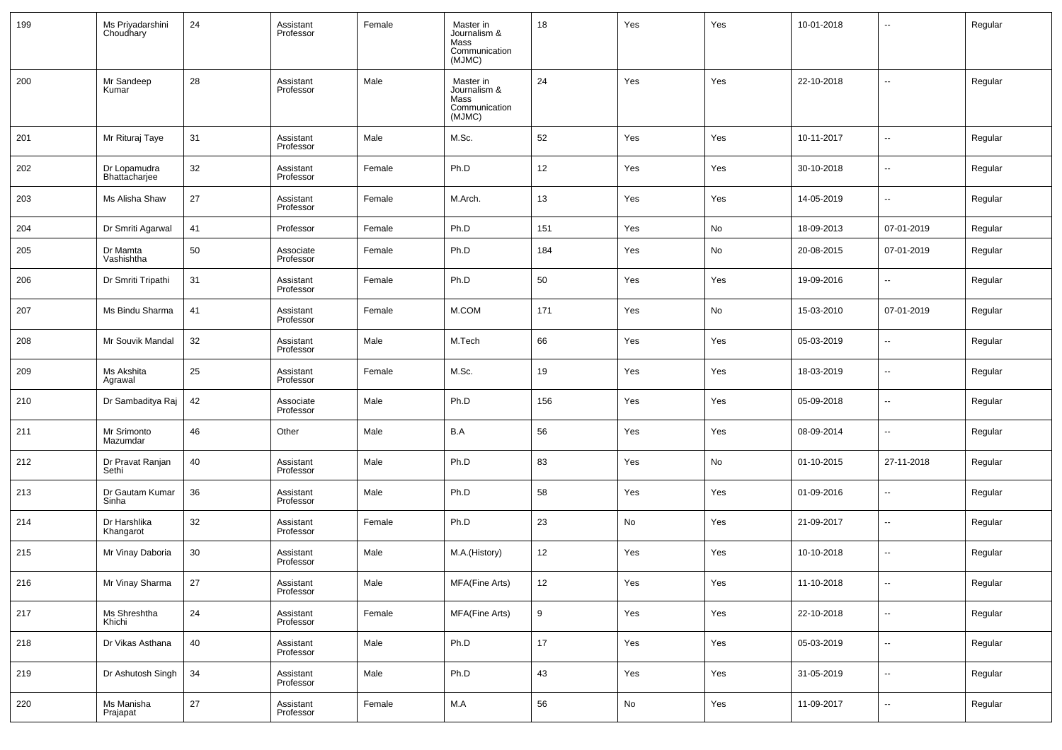| 199 | Ms Priyadarshini Choudhary | 24 | Assistant Professor | Female | Master in Journalism & Mass Communication (MJMC) | 18 | Yes | Yes | 10-01-2018 | -- | Regular |
|---|---|---|---|---|---|---|---|---|---|---|---|
| 200 | Mr Sandeep Kumar | 28 | Assistant Professor | Male | Master in Journalism & Mass Communication (MJMC) | 24 | Yes | Yes | 22-10-2018 | -- | Regular |
| 201 | Mr Rituraj Taye | 31 | Assistant Professor | Male | M.Sc. | 52 | Yes | Yes | 10-11-2017 | -- | Regular |
| 202 | Dr Lopamudra Bhattacharjee | 32 | Assistant Professor | Female | Ph.D | 12 | Yes | Yes | 30-10-2018 | -- | Regular |
| 203 | Ms Alisha Shaw | 27 | Assistant Professor | Female | M.Arch. | 13 | Yes | Yes | 14-05-2019 | -- | Regular |
| 204 | Dr Smriti Agarwal | 41 | Professor | Female | Ph.D | 151 | Yes | No | 18-09-2013 | 07-01-2019 | Regular |
| 205 | Dr Mamta Vashishtha | 50 | Associate Professor | Female | Ph.D | 184 | Yes | No | 20-08-2015 | 07-01-2019 | Regular |
| 206 | Dr Smriti Tripathi | 31 | Assistant Professor | Female | Ph.D | 50 | Yes | Yes | 19-09-2016 | -- | Regular |
| 207 | Ms Bindu Sharma | 41 | Assistant Professor | Female | M.COM | 171 | Yes | No | 15-03-2010 | 07-01-2019 | Regular |
| 208 | Mr Souvik Mandal | 32 | Assistant Professor | Male | M.Tech | 66 | Yes | Yes | 05-03-2019 | -- | Regular |
| 209 | Ms Akshita Agrawal | 25 | Assistant Professor | Female | M.Sc. | 19 | Yes | Yes | 18-03-2019 | -- | Regular |
| 210 | Dr Sambaditya Raj | 42 | Associate Professor | Male | Ph.D | 156 | Yes | Yes | 05-09-2018 | -- | Regular |
| 211 | Mr Srimonto Mazumdar | 46 | Other | Male | B.A | 56 | Yes | Yes | 08-09-2014 | -- | Regular |
| 212 | Dr Pravat Ranjan Sethi | 40 | Assistant Professor | Male | Ph.D | 83 | Yes | No | 01-10-2015 | 27-11-2018 | Regular |
| 213 | Dr Gautam Kumar Sinha | 36 | Assistant Professor | Male | Ph.D | 58 | Yes | Yes | 01-09-2016 | -- | Regular |
| 214 | Dr Harshlika Khangarot | 32 | Assistant Professor | Female | Ph.D | 23 | No | Yes | 21-09-2017 | -- | Regular |
| 215 | Mr Vinay Daboria | 30 | Assistant Professor | Male | M.A.(History) | 12 | Yes | Yes | 10-10-2018 | -- | Regular |
| 216 | Mr Vinay Sharma | 27 | Assistant Professor | Male | MFA(Fine Arts) | 12 | Yes | Yes | 11-10-2018 | -- | Regular |
| 217 | Ms Shreshtha Khichi | 24 | Assistant Professor | Female | MFA(Fine Arts) | 9 | Yes | Yes | 22-10-2018 | -- | Regular |
| 218 | Dr Vikas Asthana | 40 | Assistant Professor | Male | Ph.D | 17 | Yes | Yes | 05-03-2019 | -- | Regular |
| 219 | Dr Ashutosh Singh | 34 | Assistant Professor | Male | Ph.D | 43 | Yes | Yes | 31-05-2019 | -- | Regular |
| 220 | Ms Manisha Prajapat | 27 | Assistant Professor | Female | M.A | 56 | No | Yes | 11-09-2017 | -- | Regular |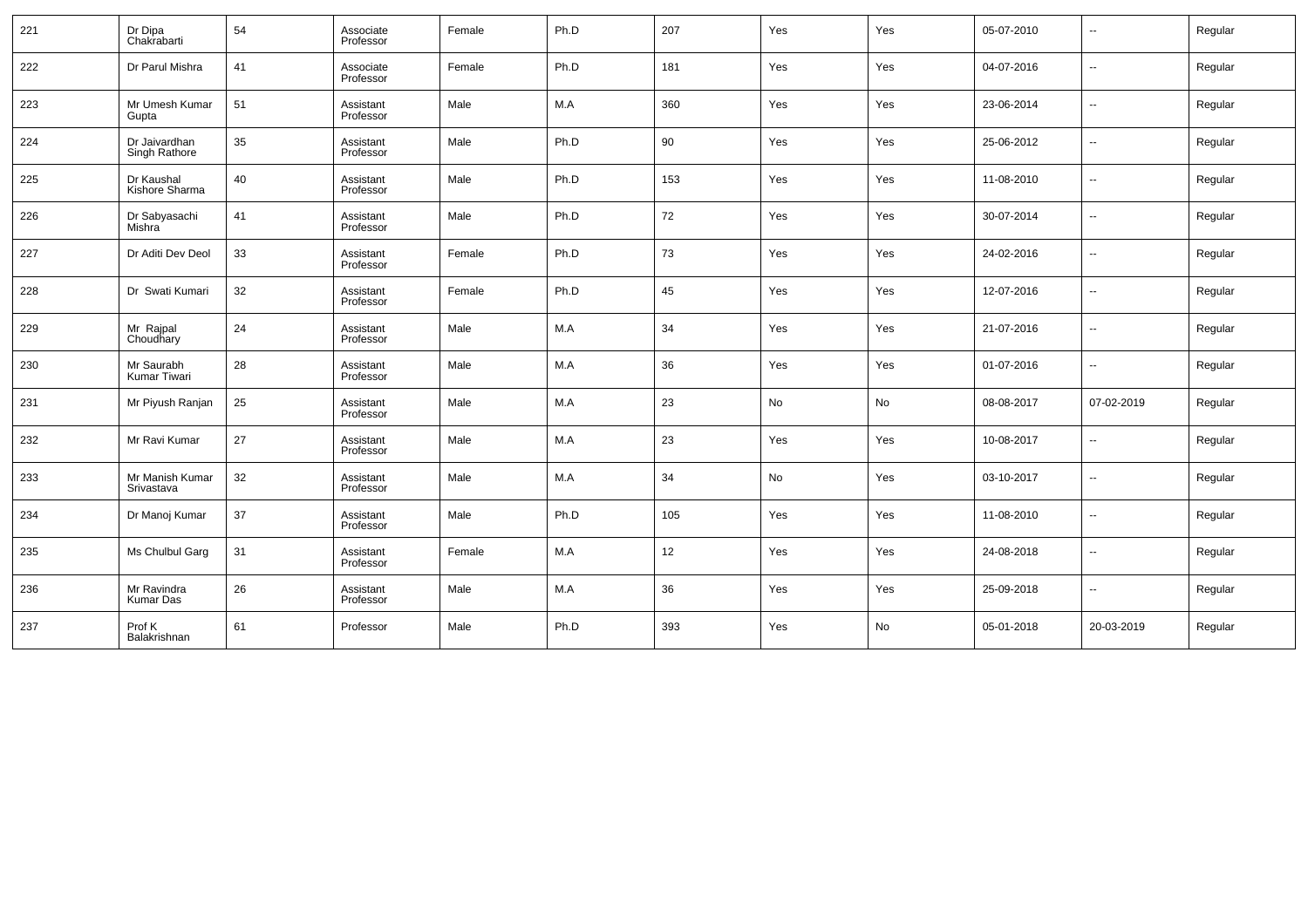| | | | | | | | | | | | |
|---|---|---|---|---|---|---|---|---|---|---|---|
| 221 | Dr Dipa Chakrabarti | 54 | Associate Professor | Female | Ph.D | 207 | Yes | Yes | 05-07-2010 | -- | Regular |
| 222 | Dr Parul Mishra | 41 | Associate Professor | Female | Ph.D | 181 | Yes | Yes | 04-07-2016 | -- | Regular |
| 223 | Mr Umesh Kumar Gupta | 51 | Assistant Professor | Male | M.A | 360 | Yes | Yes | 23-06-2014 | -- | Regular |
| 224 | Dr Jaivardhan Singh Rathore | 35 | Assistant Professor | Male | Ph.D | 90 | Yes | Yes | 25-06-2012 | -- | Regular |
| 225 | Dr Kaushal Kishore Sharma | 40 | Assistant Professor | Male | Ph.D | 153 | Yes | Yes | 11-08-2010 | -- | Regular |
| 226 | Dr Sabyasachi Mishra | 41 | Assistant Professor | Male | Ph.D | 72 | Yes | Yes | 30-07-2014 | -- | Regular |
| 227 | Dr Aditi Dev Deol | 33 | Assistant Professor | Female | Ph.D | 73 | Yes | Yes | 24-02-2016 | -- | Regular |
| 228 | Dr Swati Kumari | 32 | Assistant Professor | Female | Ph.D | 45 | Yes | Yes | 12-07-2016 | -- | Regular |
| 229 | Mr Rajpal Choudhary | 24 | Assistant Professor | Male | M.A | 34 | Yes | Yes | 21-07-2016 | -- | Regular |
| 230 | Mr Saurabh Kumar Tiwari | 28 | Assistant Professor | Male | M.A | 36 | Yes | Yes | 01-07-2016 | -- | Regular |
| 231 | Mr Piyush Ranjan | 25 | Assistant Professor | Male | M.A | 23 | No | No | 08-08-2017 | 07-02-2019 | Regular |
| 232 | Mr Ravi Kumar | 27 | Assistant Professor | Male | M.A | 23 | Yes | Yes | 10-08-2017 | -- | Regular |
| 233 | Mr Manish Kumar Srivastava | 32 | Assistant Professor | Male | M.A | 34 | No | Yes | 03-10-2017 | -- | Regular |
| 234 | Dr Manoj Kumar | 37 | Assistant Professor | Male | Ph.D | 105 | Yes | Yes | 11-08-2010 | -- | Regular |
| 235 | Ms Chulbul Garg | 31 | Assistant Professor | Female | M.A | 12 | Yes | Yes | 24-08-2018 | -- | Regular |
| 236 | Mr Ravindra Kumar Das | 26 | Assistant Professor | Male | M.A | 36 | Yes | Yes | 25-09-2018 | -- | Regular |
| 237 | Prof K Balakrishnan | 61 | Professor | Male | Ph.D | 393 | Yes | No | 05-01-2018 | 20-03-2019 | Regular |